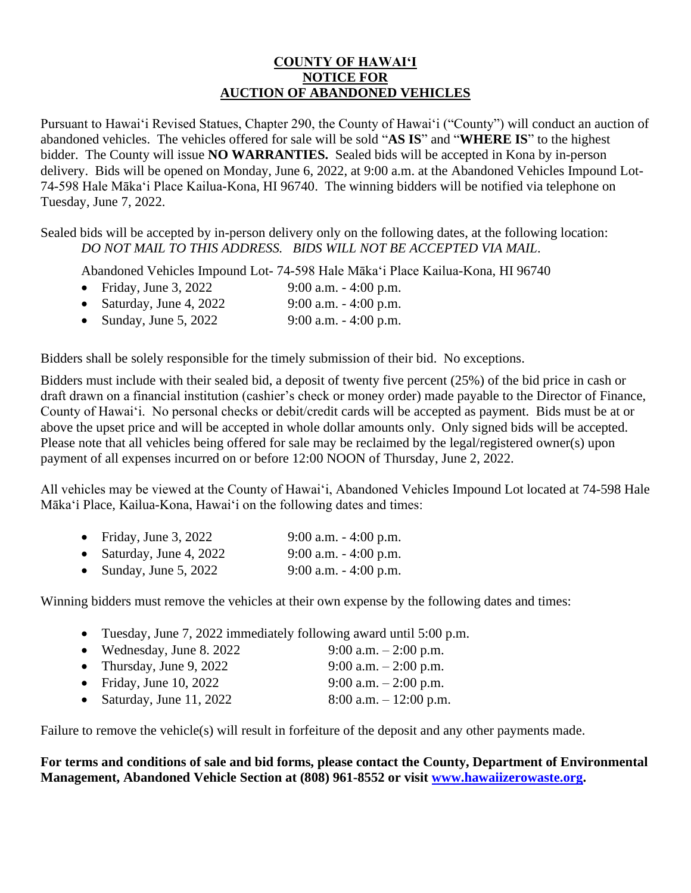# COUNTY OF HAWAIʻI
## NOTICE FOR
## AUCTION OF ABANDONED VEHICLES

Pursuant to Hawaiʻi Revised Statues, Chapter 290, the County of Hawaiʻi ("County") will conduct an auction of abandoned vehicles. The vehicles offered for sale will be sold "**AS IS**" and "**WHERE IS**" to the highest bidder. The County will issue **NO WARRANTIES.** Sealed bids will be accepted in Kona by in-person delivery. Bids will be opened on Monday, June 6, 2022, at 9:00 a.m. at the Abandoned Vehicles Impound Lot- 74-598 Hale Mākaʻi Place Kailua-Kona, HI 96740. The winning bidders will be notified via telephone on Tuesday, June 7, 2022.

Sealed bids will be accepted by in-person delivery only on the following dates, at the following location:
*DO NOT MAIL TO THIS ADDRESS. BIDS WILL NOT BE ACCEPTED VIA MAIL.*

Abandoned Vehicles Impound Lot- 74-598 Hale Mākaʻi Place Kailua-Kona, HI 96740

- Friday, June 3, 2022 9:00 a.m. - 4:00 p.m.
- Saturday, June 4, 2022 9:00 a.m. - 4:00 p.m.
- Sunday, June 5, 2022 9:00 a.m. - 4:00 p.m.

Bidders shall be solely responsible for the timely submission of their bid. No exceptions.

Bidders must include with their sealed bid, a deposit of twenty five percent (25%) of the bid price in cash or draft drawn on a financial institution (cashier's check or money order) made payable to the Director of Finance, County of Hawaiʻi. No personal checks or debit/credit cards will be accepted as payment. Bids must be at or above the upset price and will be accepted in whole dollar amounts only. Only signed bids will be accepted. Please note that all vehicles being offered for sale may be reclaimed by the legal/registered owner(s) upon payment of all expenses incurred on or before 12:00 NOON of Thursday, June 2, 2022.

All vehicles may be viewed at the County of Hawaiʻi, Abandoned Vehicles Impound Lot located at 74-598 Hale Mākaʻi Place, Kailua-Kona, Hawaiʻi on the following dates and times:

- Friday, June 3, 2022 9:00 a.m. - 4:00 p.m.
- Saturday, June 4, 2022 9:00 a.m. - 4:00 p.m.
- Sunday, June 5, 2022 9:00 a.m. - 4:00 p.m.

Winning bidders must remove the vehicles at their own expense by the following dates and times:

- Tuesday, June 7, 2022 immediately following award until 5:00 p.m.
- Wednesday, June 8. 2022 9:00 a.m. – 2:00 p.m.
- Thursday, June 9, 2022 9:00 a.m. – 2:00 p.m.
- Friday, June 10, 2022 9:00 a.m. – 2:00 p.m.
- Saturday, June 11, 2022 8:00 a.m. – 12:00 p.m.

Failure to remove the vehicle(s) will result in forfeiture of the deposit and any other payments made.

**For terms and conditions of sale and bid forms, please contact the County, Department of Environmental Management, Abandoned Vehicle Section at (808) 961-8552 or visit [www.hawaiizerowaste.org](http://www.hawaiizerowaste.org).**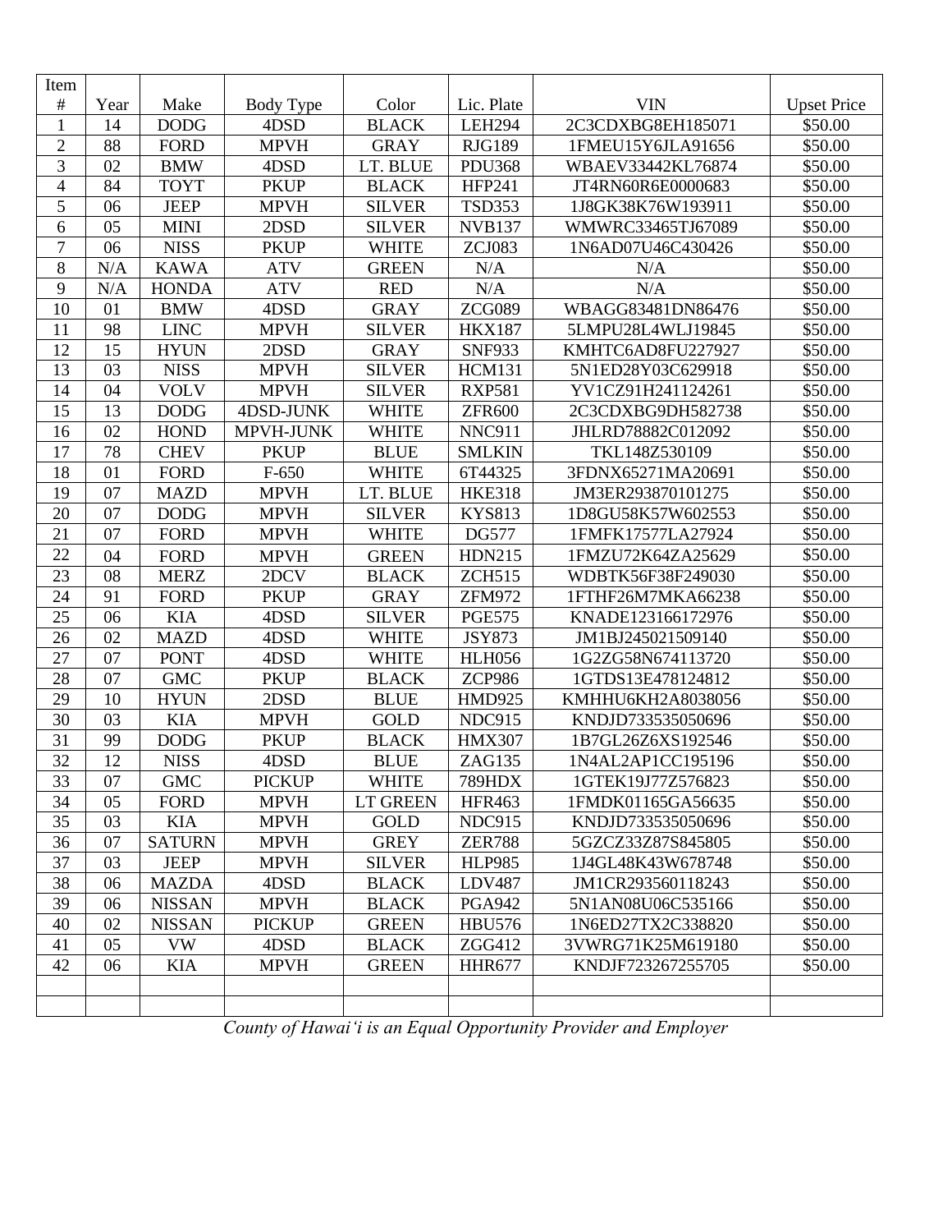| Item # | Year | Make | Body Type | Color | Lic. Plate | VIN | Upset Price |
|---|---|---|---|---|---|---|---|
| 1 | 14 | DODG | 4DSD | BLACK | LEH294 | 2C3CDXBG8EH185071 | $50.00 |
| 2 | 88 | FORD | MPVH | GRAY | RJG189 | 1FMEU15Y6JLA91656 | $50.00 |
| 3 | 02 | BMW | 4DSD | LT. BLUE | PDU368 | WBAEV33442KL76874 | $50.00 |
| 4 | 84 | TOYT | PKUP | BLACK | HFP241 | JT4RN60R6E0000683 | $50.00 |
| 5 | 06 | JEEP | MPVH | SILVER | TSD353 | 1J8GK38K76W193911 | $50.00 |
| 6 | 05 | MINI | 2DSD | SILVER | NVB137 | WMWRC33465TJ67089 | $50.00 |
| 7 | 06 | NISS | PKUP | WHITE | ZCJ083 | 1N6AD07U46C430426 | $50.00 |
| 8 | N/A | KAWA | ATV | GREEN | N/A | N/A | $50.00 |
| 9 | N/A | HONDA | ATV | RED | N/A | N/A | $50.00 |
| 10 | 01 | BMW | 4DSD | GRAY | ZCG089 | WBAGG83481DN86476 | $50.00 |
| 11 | 98 | LINC | MPVH | SILVER | HKX187 | 5LMPU28L4WLJ19845 | $50.00 |
| 12 | 15 | HYUN | 2DSD | GRAY | SNF933 | KMHTC6AD8FU227927 | $50.00 |
| 13 | 03 | NISS | MPVH | SILVER | HCM131 | 5N1ED28Y03C629918 | $50.00 |
| 14 | 04 | VOLV | MPVH | SILVER | RXP581 | YV1CZ91H241124261 | $50.00 |
| 15 | 13 | DODG | 4DSD-JUNK | WHITE | ZFR600 | 2C3CDXBG9DH582738 | $50.00 |
| 16 | 02 | HOND | MPVH-JUNK | WHITE | NNC911 | JHLRD78882C012092 | $50.00 |
| 17 | 78 | CHEV | PKUP | BLUE | SMLKIN | TKL148Z530109 | $50.00 |
| 18 | 01 | FORD | F-650 | WHITE | 6T44325 | 3FDNX65271MA20691 | $50.00 |
| 19 | 07 | MAZD | MPVH | LT. BLUE | HKE318 | JM3ER293870101275 | $50.00 |
| 20 | 07 | DODG | MPVH | SILVER | KYS813 | 1D8GU58K57W602553 | $50.00 |
| 21 | 07 | FORD | MPVH | WHITE | DG577 | 1FMFK17577LA27924 | $50.00 |
| 22 | 04 | FORD | MPVH | GREEN | HDN215 | 1FMZU72K64ZA25629 | $50.00 |
| 23 | 08 | MERZ | 2DCV | BLACK | ZCH515 | WDBTK56F38F249030 | $50.00 |
| 24 | 91 | FORD | PKUP | GRAY | ZFM972 | 1FTHF26M7MKA66238 | $50.00 |
| 25 | 06 | KIA | 4DSD | SILVER | PGE575 | KNADE123166172976 | $50.00 |
| 26 | 02 | MAZD | 4DSD | WHITE | JSY873 | JM1BJ245021509140 | $50.00 |
| 27 | 07 | PONT | 4DSD | WHITE | HLH056 | 1G2ZG58N674113720 | $50.00 |
| 28 | 07 | GMC | PKUP | BLACK | ZCP986 | 1GTDS13E478124812 | $50.00 |
| 29 | 10 | HYUN | 2DSD | BLUE | HMD925 | KMHHU6KH2A8038056 | $50.00 |
| 30 | 03 | KIA | MPVH | GOLD | NDC915 | KNDJD733535050696 | $50.00 |
| 31 | 99 | DODG | PKUP | BLACK | HMX307 | 1B7GL26Z6XS192546 | $50.00 |
| 32 | 12 | NISS | 4DSD | BLUE | ZAG135 | 1N4AL2AP1CC195196 | $50.00 |
| 33 | 07 | GMC | PICKUP | WHITE | 789HDX | 1GTEK19J77Z576823 | $50.00 |
| 34 | 05 | FORD | MPVH | LT GREEN | HFR463 | 1FMDK01165GA56635 | $50.00 |
| 35 | 03 | KIA | MPVH | GOLD | NDC915 | KNDJD733535050696 | $50.00 |
| 36 | 07 | SATURN | MPVH | GREY | ZER788 | 5GZCZ33Z87S845805 | $50.00 |
| 37 | 03 | JEEP | MPVH | SILVER | HLP985 | 1J4GL48K43W678748 | $50.00 |
| 38 | 06 | MAZDA | 4DSD | BLACK | LDV487 | JM1CR293560118243 | $50.00 |
| 39 | 06 | NISSAN | MPVH | BLACK | PGA942 | 5N1AN08U06C535166 | $50.00 |
| 40 | 02 | NISSAN | PICKUP | GREEN | HBU576 | 1N6ED27TX2C338820 | $50.00 |
| 41 | 05 | VW | 4DSD | BLACK | ZGG412 | 3VWRG71K25M619180 | $50.00 |
| 42 | 06 | KIA | MPVH | GREEN | HHR677 | KNDJF723267255705 | $50.00 |
| | | | | | | | |
| | | | | | | | |

*County of Hawai'i is an Equal Opportunity Provider and Employer*